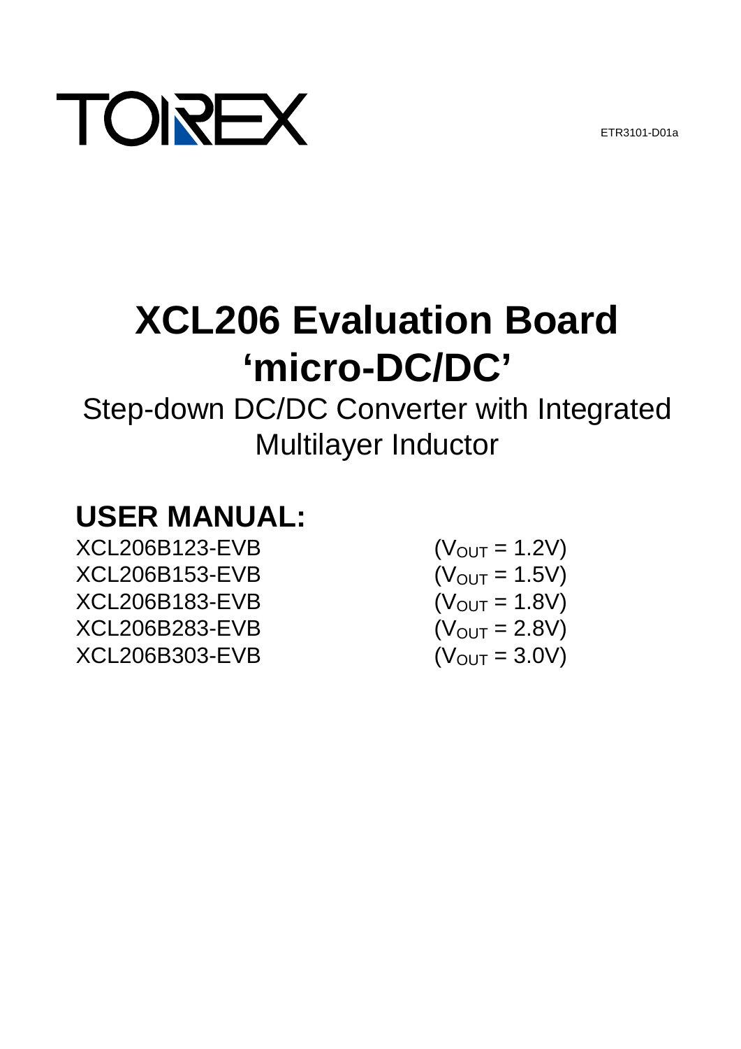TOREX

ETR3101-D01a

# XCL206 Evaluation Board 'micro-DC/DC'

Step-down DC/DC Converter with Integrated Multilayer Inductor

## USER MANUAL:

| | |
|---|---|
| XCL206B123-EVB | ($V_{OUT}$ = 1.2V) |
| XCL206B153-EVB | ($V_{OUT}$ = 1.5V) |
| XCL206B183-EVB | ($V_{OUT}$ = 1.8V) |
| XCL206B283-EVB | ($V_{OUT}$ = 2.8V) |
| XCL206B303-EVB | ($V_{OUT}$ = 3.0V) |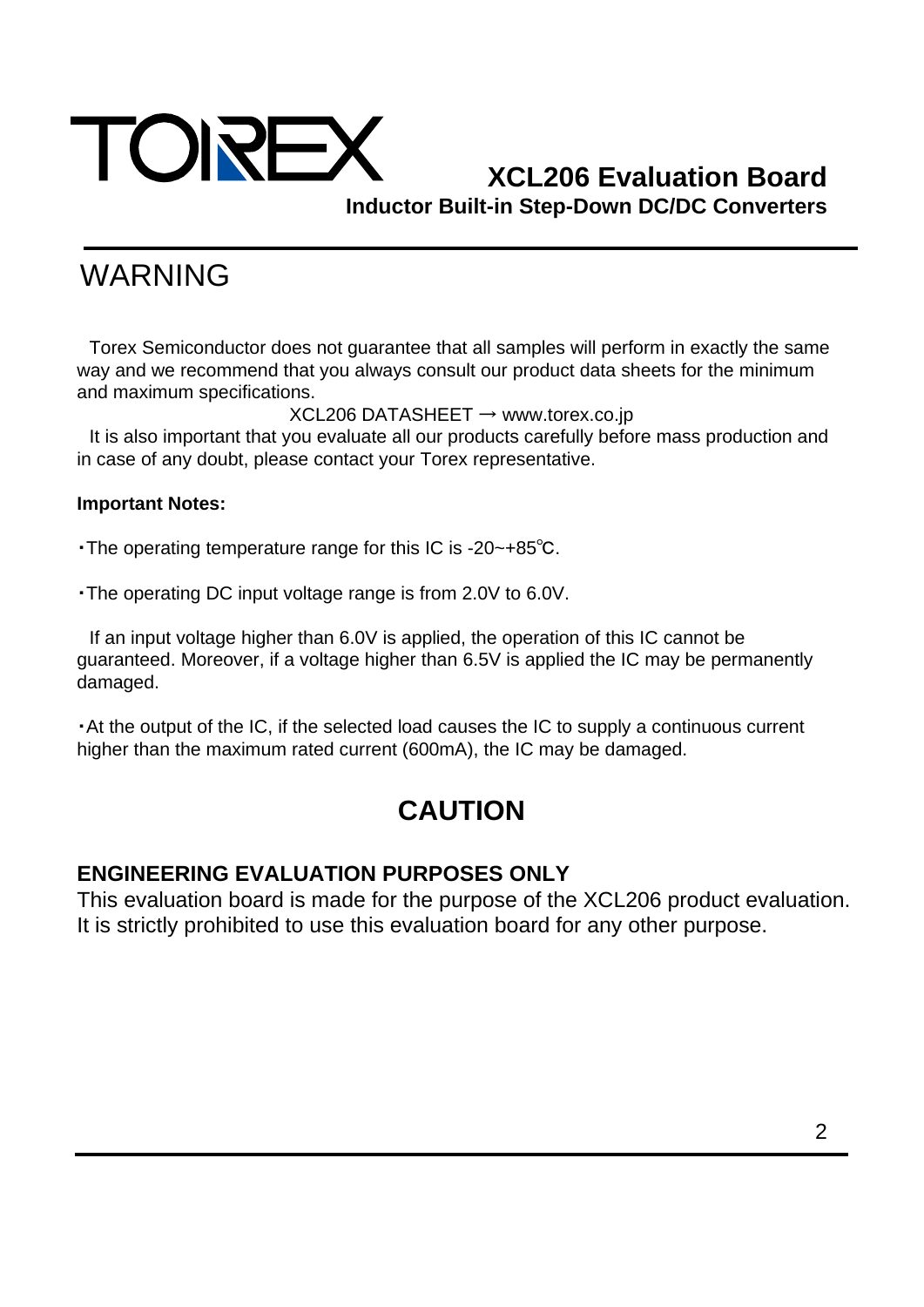# WARNING

Torex Semiconductor does not guarantee that all samples will perform in exactly the same way and we recommend that you always consult our product data sheets for the minimum and maximum specifications.

XCL206 DATASHEET → www.torex.co.jp

It is also important that you evaluate all our products carefully before mass production and in case of any doubt, please contact your Torex representative.

**Important Notes:**

・The operating temperature range for this IC is -20~+85℃.

・The operating DC input voltage range is from 2.0V to 6.0V.

If an input voltage higher than 6.0V is applied, the operation of this IC cannot be guaranteed. Moreover, if a voltage higher than 6.5V is applied the IC may be permanently damaged.

・At the output of the IC, if the selected load causes the IC to supply a continuous current higher than the maximum rated current (600mA), the IC may be damaged.

## CAUTION

**ENGINEERING EVALUATION PURPOSES ONLY**

This evaluation board is made for the purpose of the XCL206 product evaluation. It is strictly prohibited to use this evaluation board for any other purpose.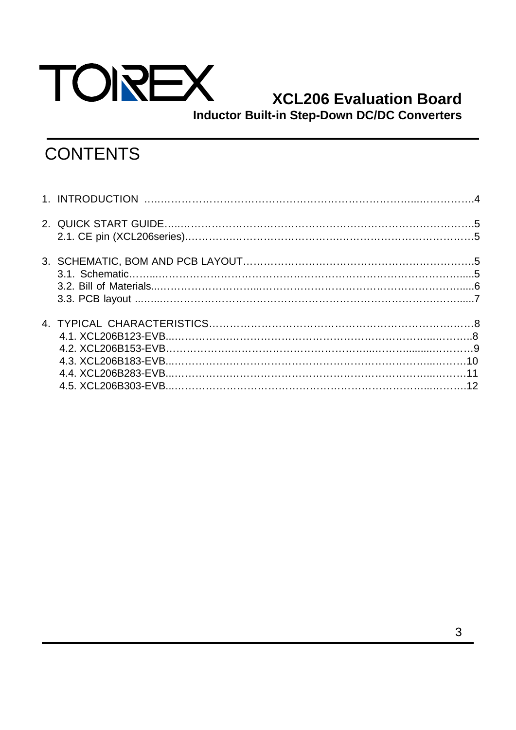# XCL206 Evaluation Board

**Inductor Built-in Step-Down DC/DC Converters**

## CONTENTS

1. INTRODUCTION ……………………………………………………………………………4
2. QUICK START GUIDE…………………………………………………………………………5
   - 2.1. CE pin (XCL206series)………………………………………………………………5
3. SCHEMATIC, BOM AND PCB LAYOUT……………………………………………………5
   - 3.1. Schematic……………………………………………………………………………5
   - 3.2. Bill of Materials………………………………………………………………………6
   - 3.3. PCB layout …………………………………………………………………………7
4. TYPICAL CHARACTERISTICS…………………………………………………………………8
   - 4.1. XCL206B123-EVB……………………………………………………………………8
   - 4.2. XCL206B153-EVB……………………………………………………………………9
   - 4.3. XCL206B183-EVB……………………………………………………………………10
   - 4.4. XCL206B283-EVB……………………………………………………………………11
   - 4.5. XCL206B303-EVB……………………………………………………………………12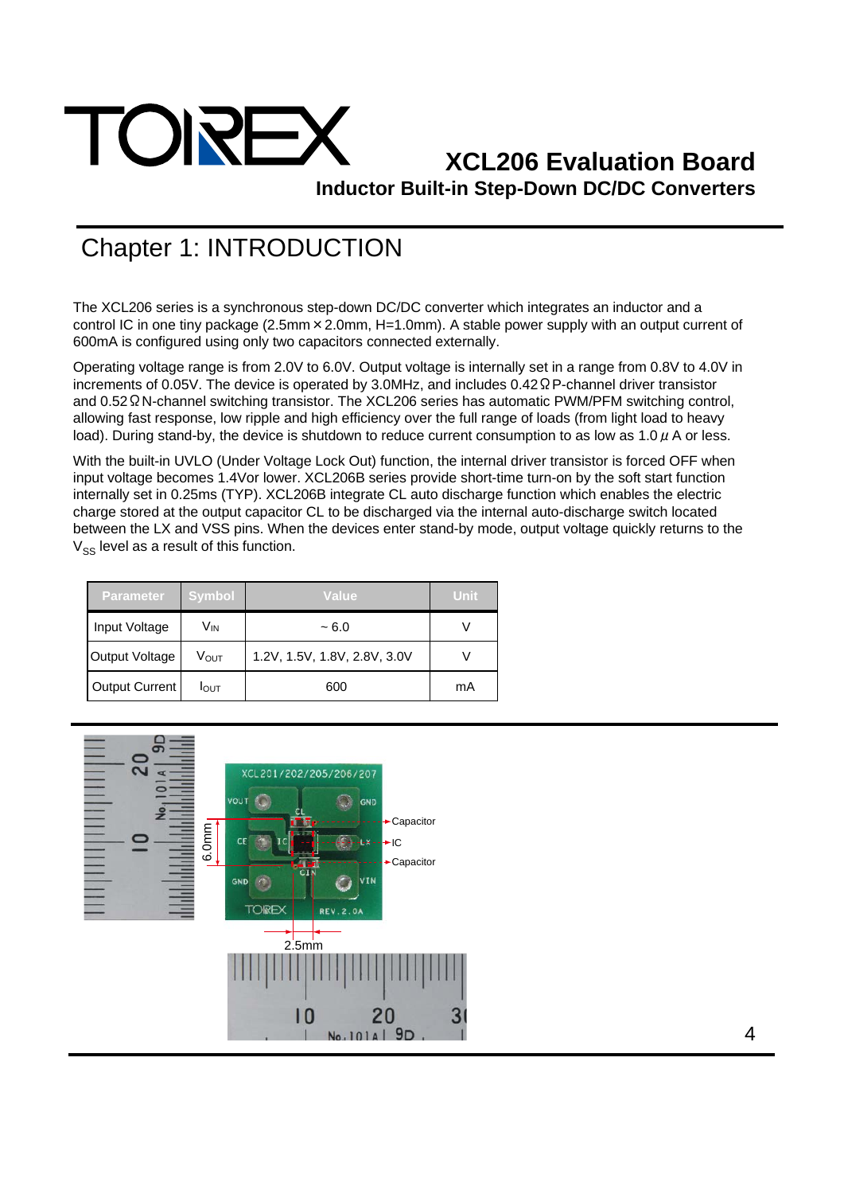# Chapter 1: INTRODUCTION

The XCL206 series is a synchronous step-down DC/DC converter which integrates an inductor and a control IC in one tiny package (2.5mm×2.0mm, H=1.0mm). A stable power supply with an output current of 600mA is configured using only two capacitors connected externally.

Operating voltage range is from 2.0V to 6.0V. Output voltage is internally set in a range from 0.8V to 4.0V in increments of 0.05V. The device is operated by 3.0MHz, and includes 0.42Ω P-channel driver transistor and 0.52Ω N-channel switching transistor. The XCL206 series has automatic PWM/PFM switching control, allowing fast response, low ripple and high efficiency over the full range of loads (from light load to heavy load). During stand-by, the device is shutdown to reduce current consumption to as low as 1.0μA or less.

With the built-in UVLO (Under Voltage Lock Out) function, the internal driver transistor is forced OFF when input voltage becomes 1.4Vor lower. XCL206B series provide short-time turn-on by the soft start function internally set in 0.25ms (TYP). XCL206B integrate CL auto discharge function which enables the electric charge stored at the output capacitor CL to be discharged via the internal auto-discharge switch located between the LX and VSS pins. When the devices enter stand-by mode, output voltage quickly returns to the $V_{SS}$ level as a result of this function.

| Parameter | Symbol | Value | Unit |
|---|---|---|---|
| Input Voltage | $V_{IN}$ | ~ 6.0 | V |
| Output Voltage | $V_{OUT}$ | 1.2V, 1.5V, 1.8V, 2.8V, 3.0V | V |
| Output Current | $I_{OUT}$ | 600 | mA |

6.0mm

2.5mm

Capacitor

IC

Capacitor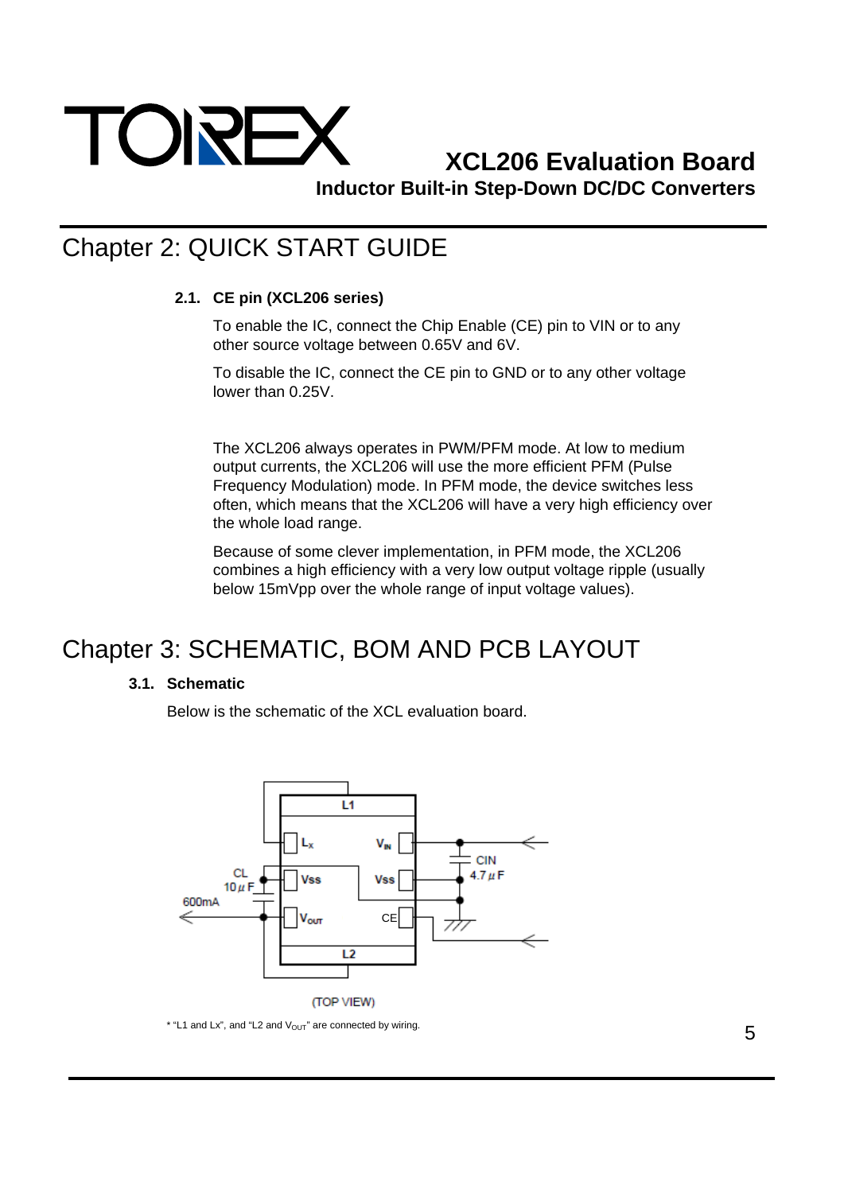# Chapter 2: QUICK START GUIDE

### 2.1. CE pin (XCL206 series)

To enable the IC, connect the Chip Enable (CE) pin to VIN or to any other source voltage between 0.65V and 6V.

To disable the IC, connect the CE pin to GND or to any other voltage lower than 0.25V.

The XCL206 always operates in PWM/PFM mode. At low to medium output currents, the XCL206 will use the more efficient PFM (Pulse Frequency Modulation) mode. In PFM mode, the device switches less often, which means that the XCL206 will have a very high efficiency over the whole load range.

Because of some clever implementation, in PFM mode, the XCL206 combines a high efficiency with a very low output voltage ripple (usually below 15mVpp over the whole range of input voltage values).

# Chapter 3: SCHEMATIC, BOM AND PCB LAYOUT

### 3.1. Schematic

Below is the schematic of the XCL evaluation board.

L1, $L_X$, $V_{IN}$, CIN 4.7μF, CL 10μF, Vss, Vss, 600mA, $V_{OUT}$, CE, L2

(TOP VIEW)

* "L1 and Lx", and "L2 and $V_{OUT}$" are connected by wiring.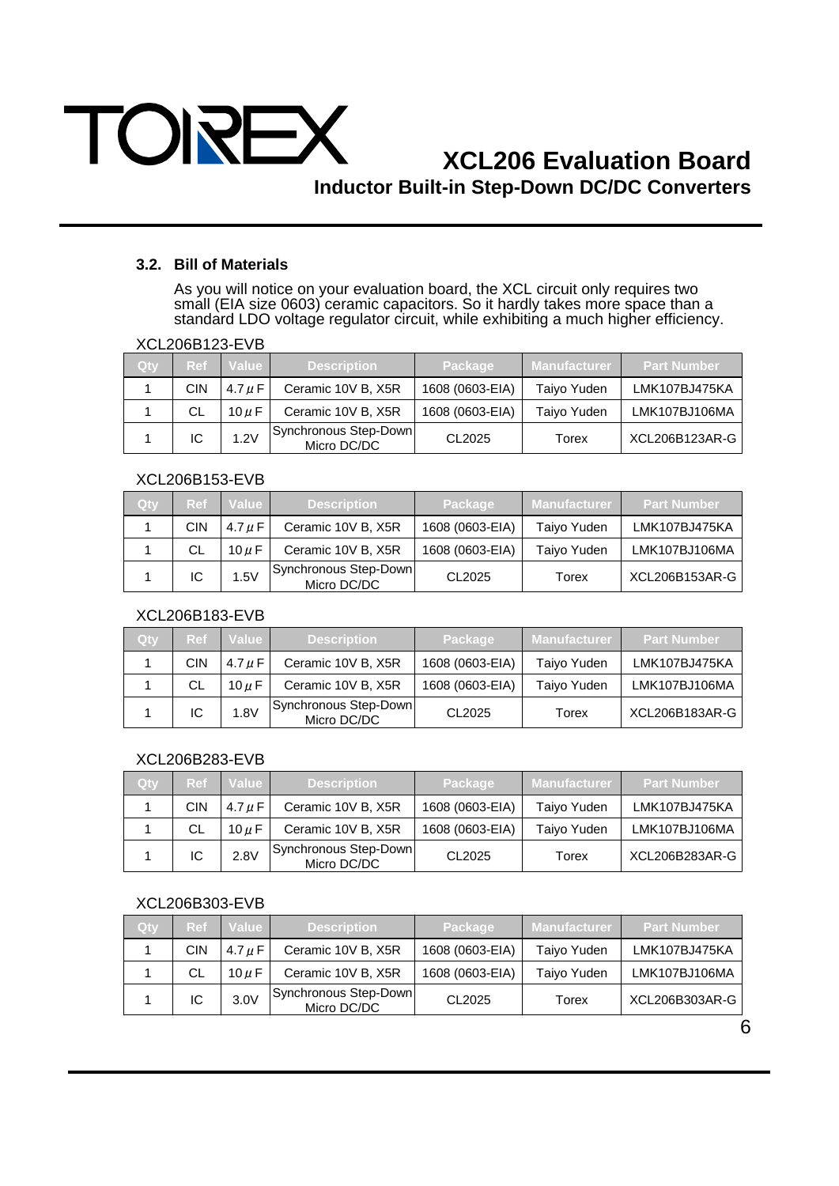### 3.2. Bill of Materials

As you will notice on your evaluation board, the XCL circuit only requires two small (EIA size 0603) ceramic capacitors. So it hardly takes more space than a standard LDO voltage regulator circuit, while exhibiting a much higher efficiency.

XCL206B123-EVB

| Qty | Ref | Value | Description | Package | Manufacturer | Part Number |
|---|---|---|---|---|---|---|
| 1 | CIN | 4.7μF | Ceramic 10V B, X5R | 1608 (0603-EIA) | Taiyo Yuden | LMK107BJ475KA |
| 1 | CL | 10μF | Ceramic 10V B, X5R | 1608 (0603-EIA) | Taiyo Yuden | LMK107BJ106MA |
| 1 | IC | 1.2V | Synchronous Step-Down Micro DC/DC | CL2025 | Torex | XCL206B123AR-G |

XCL206B153-EVB

| Qty | Ref | Value | Description | Package | Manufacturer | Part Number |
|---|---|---|---|---|---|---|
| 1 | CIN | 4.7μF | Ceramic 10V B, X5R | 1608 (0603-EIA) | Taiyo Yuden | LMK107BJ475KA |
| 1 | CL | 10μF | Ceramic 10V B, X5R | 1608 (0603-EIA) | Taiyo Yuden | LMK107BJ106MA |
| 1 | IC | 1.5V | Synchronous Step-Down Micro DC/DC | CL2025 | Torex | XCL206B153AR-G |

XCL206B183-EVB

| Qty | Ref | Value | Description | Package | Manufacturer | Part Number |
|---|---|---|---|---|---|---|
| 1 | CIN | 4.7μF | Ceramic 10V B, X5R | 1608 (0603-EIA) | Taiyo Yuden | LMK107BJ475KA |
| 1 | CL | 10μF | Ceramic 10V B, X5R | 1608 (0603-EIA) | Taiyo Yuden | LMK107BJ106MA |
| 1 | IC | 1.8V | Synchronous Step-Down Micro DC/DC | CL2025 | Torex | XCL206B183AR-G |

XCL206B283-EVB

| Qty | Ref | Value | Description | Package | Manufacturer | Part Number |
|---|---|---|---|---|---|---|
| 1 | CIN | 4.7μF | Ceramic 10V B, X5R | 1608 (0603-EIA) | Taiyo Yuden | LMK107BJ475KA |
| 1 | CL | 10μF | Ceramic 10V B, X5R | 1608 (0603-EIA) | Taiyo Yuden | LMK107BJ106MA |
| 1 | IC | 2.8V | Synchronous Step-Down Micro DC/DC | CL2025 | Torex | XCL206B283AR-G |

XCL206B303-EVB

| Qty | Ref | Value | Description | Package | Manufacturer | Part Number |
|---|---|---|---|---|---|---|
| 1 | CIN | 4.7μF | Ceramic 10V B, X5R | 1608 (0603-EIA) | Taiyo Yuden | LMK107BJ475KA |
| 1 | CL | 10μF | Ceramic 10V B, X5R | 1608 (0603-EIA) | Taiyo Yuden | LMK107BJ106MA |
| 1 | IC | 3.0V | Synchronous Step-Down Micro DC/DC | CL2025 | Torex | XCL206B303AR-G |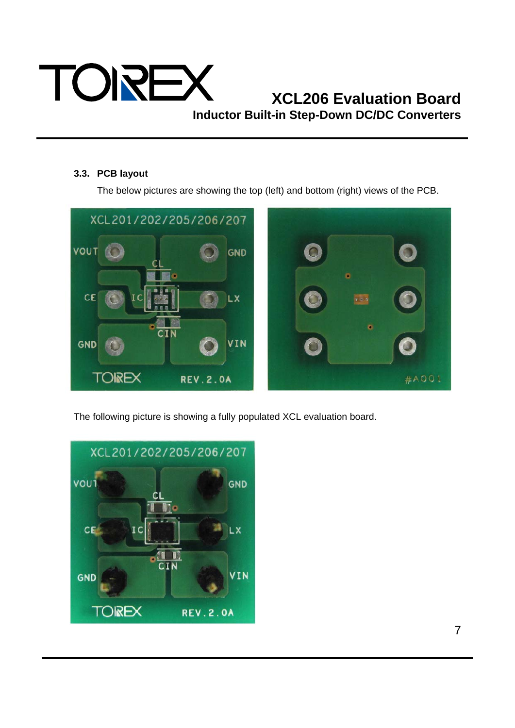### 3.3. PCB layout

The below pictures are showing the top (left) and bottom (right) views of the PCB.

The following picture is showing a fully populated XCL evaluation board.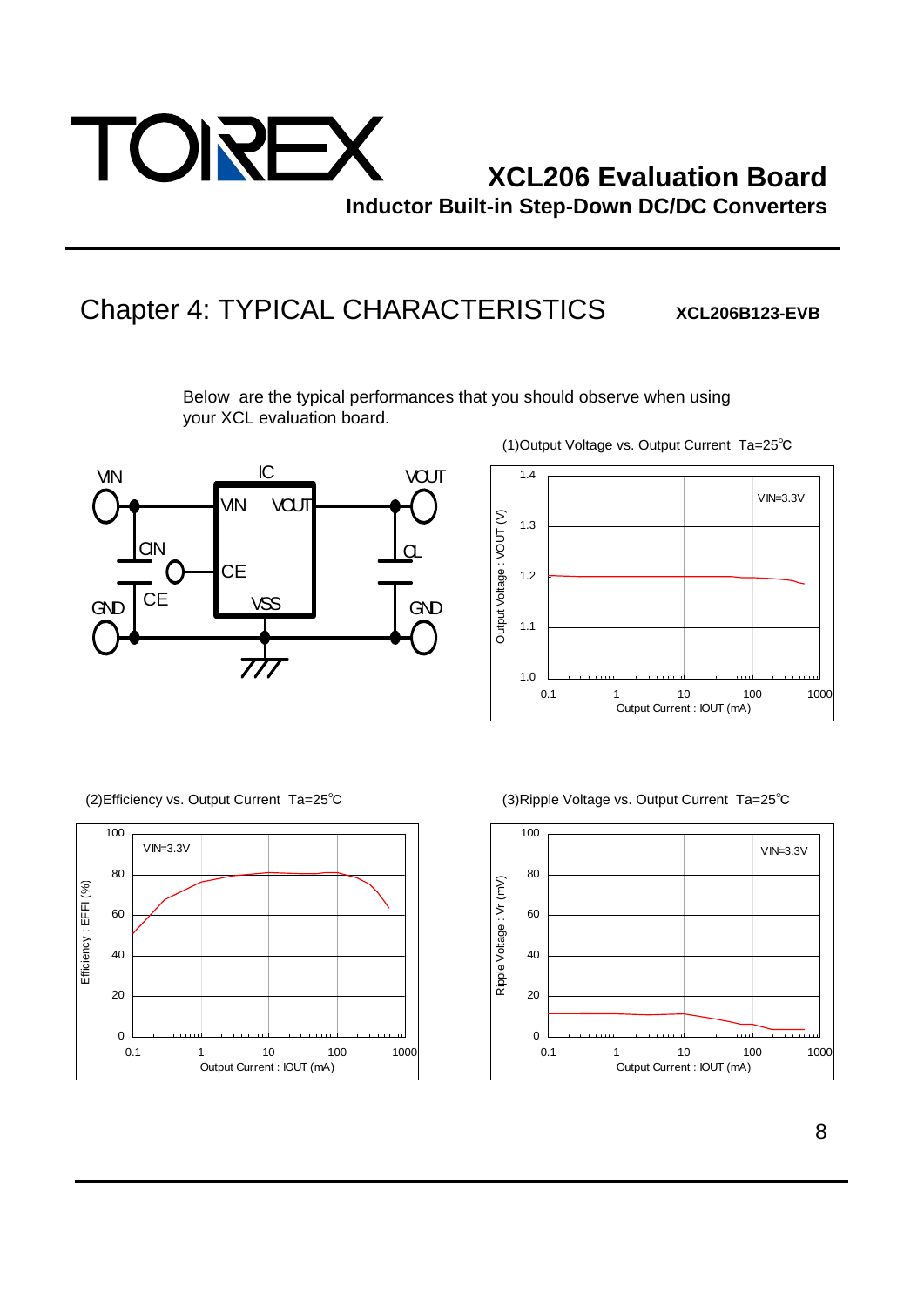# XCL206 Evaluation Board

## Inductor Built-in Step-Down DC/DC Converters

## Chapter 4: TYPICAL CHARACTERISTICS

**XCL206B123-EVB**

Below are the typical performances that you should observe when using your XCL evaluation board.

(1)Output Voltage vs. Output Current Ta=25℃

(2)Efficiency vs. Output Current Ta=25℃

(3)Ripple Voltage vs. Output Current Ta=25℃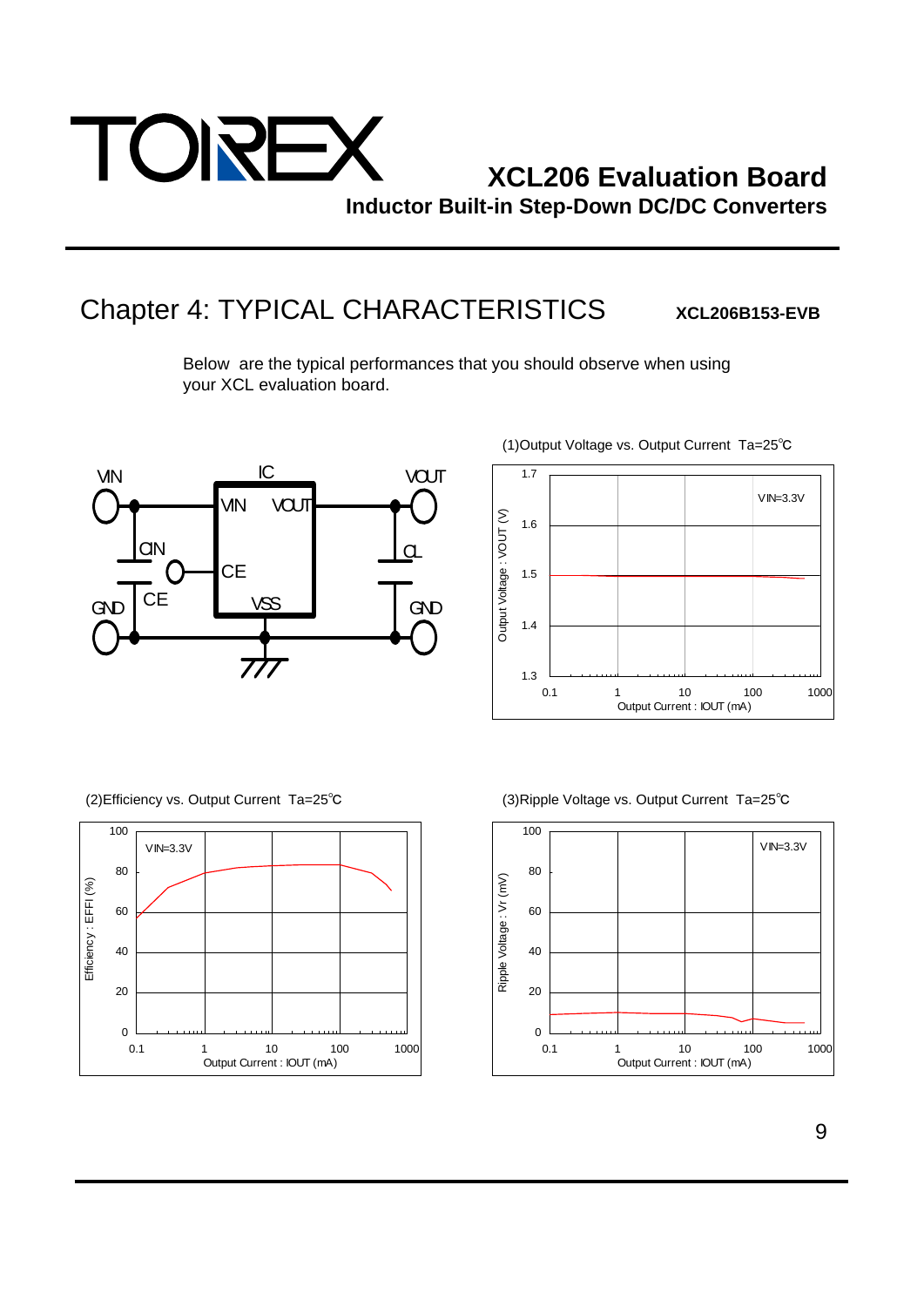# XCL206 Evaluation Board

## Inductor Built-in Step-Down DC/DC Converters

## Chapter 4: TYPICAL CHARACTERISTICS

**XCL206B153-EVB**

Below are the typical performances that you should observe when using your XCL evaluation board.

(1)Output Voltage vs. Output Current Ta=25℃

(2)Efficiency vs. Output Current Ta=25℃

(3)Ripple Voltage vs. Output Current Ta=25℃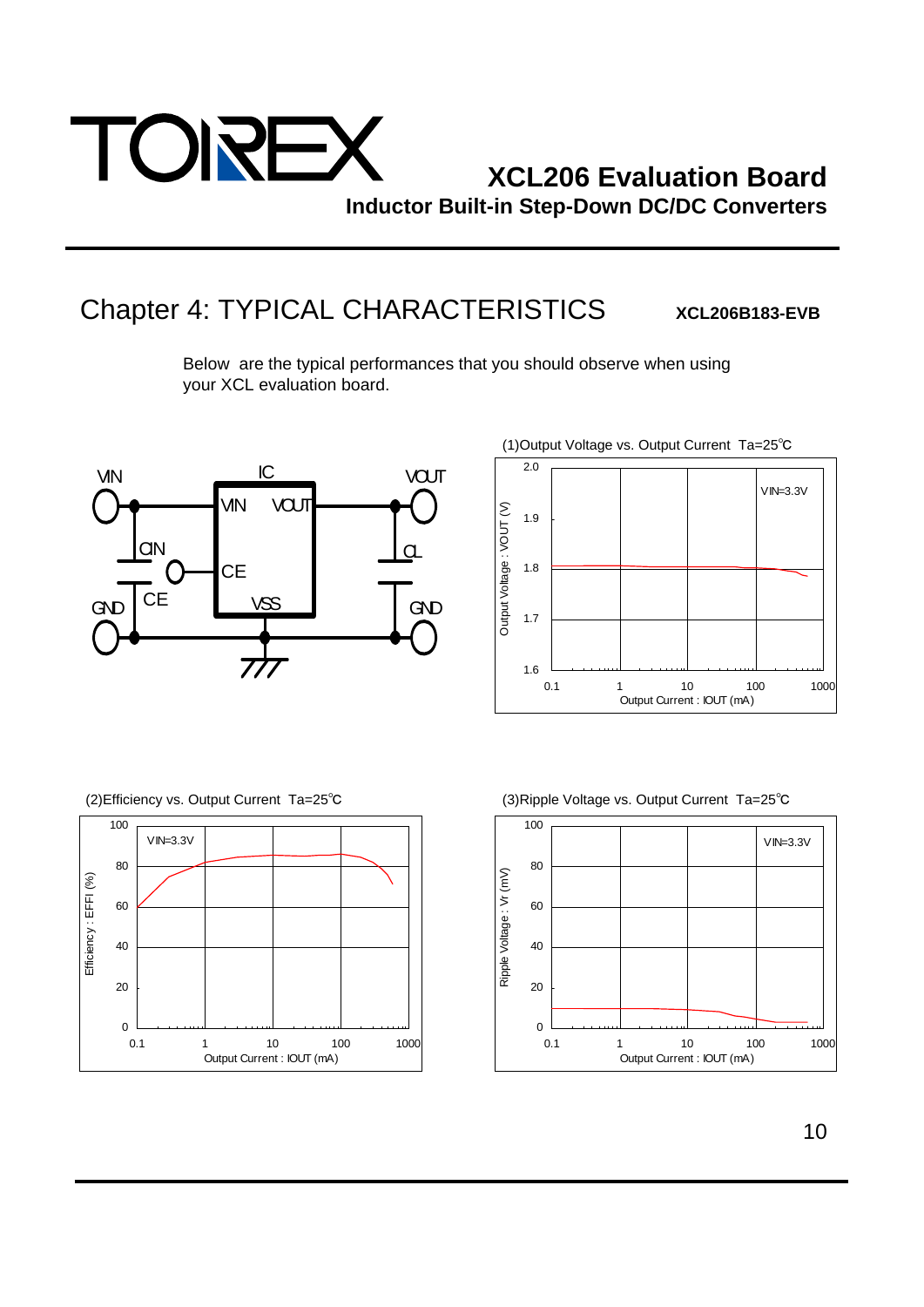# XCL206 Evaluation Board

### Inductor Built-in Step-Down DC/DC Converters

## Chapter 4: TYPICAL CHARACTERISTICS

**XCL206B183-EVB**

Below are the typical performances that you should observe when using your XCL evaluation board.

(1)Output Voltage vs. Output Current Ta=25℃

(2)Efficiency vs. Output Current Ta=25℃

(3)Ripple Voltage vs. Output Current Ta=25℃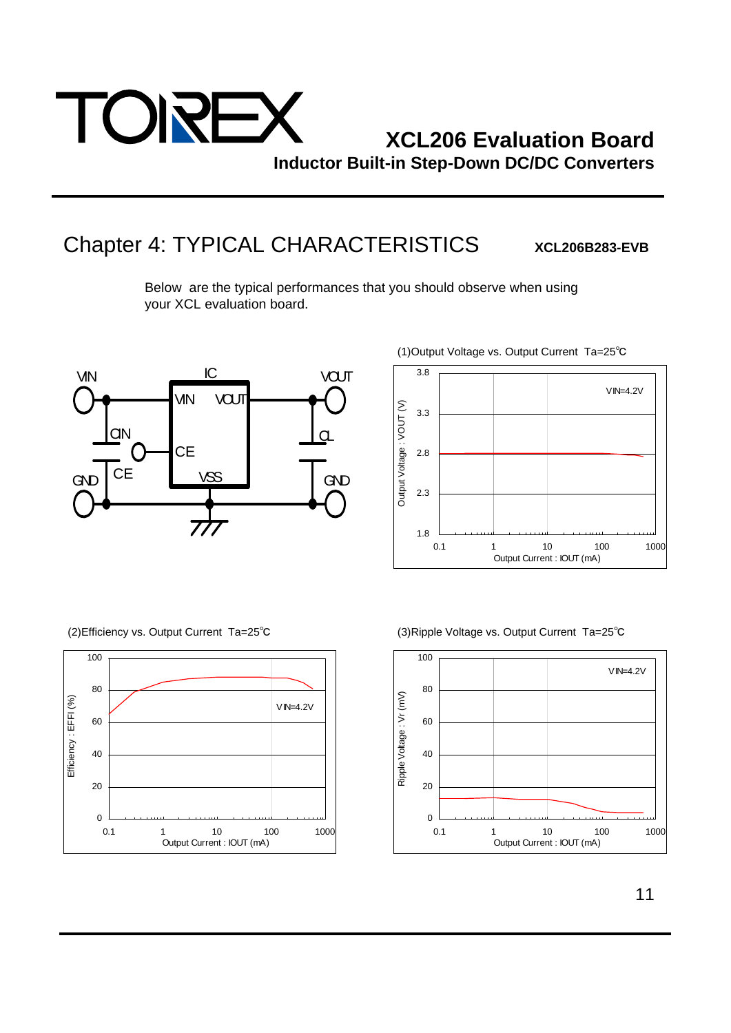# XCL206 Evaluation Board

**Inductor Built-in Step-Down DC/DC Converters**

## Chapter 4: TYPICAL CHARACTERISTICS

**XCL206B283-EVB**

Below are the typical performances that you should observe when using your XCL evaluation board.

(1)Output Voltage vs. Output Current Ta=25℃

(2)Efficiency vs. Output Current Ta=25℃

(3)Ripple Voltage vs. Output Current Ta=25℃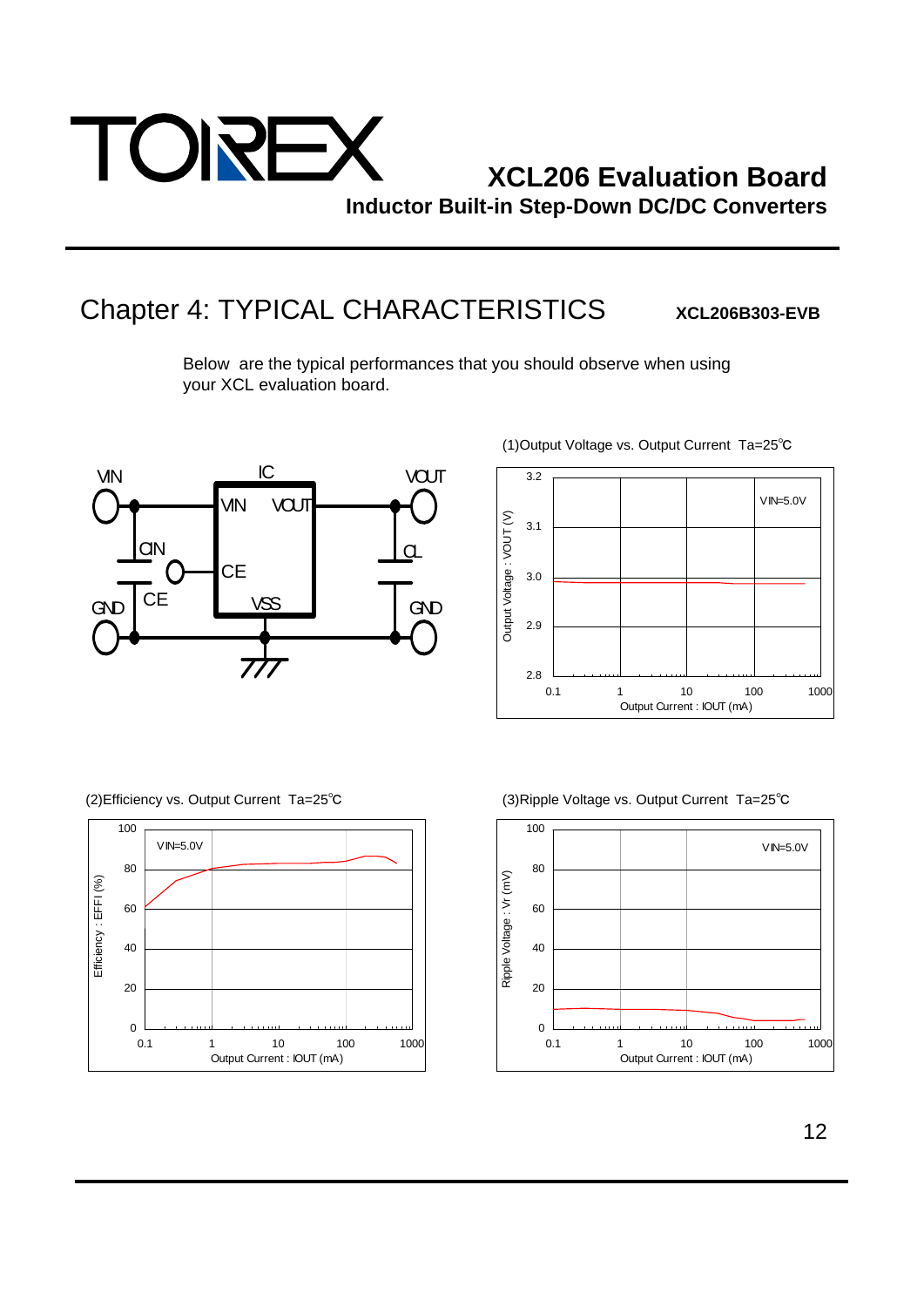# XCL206 Evaluation Board

**Inductor Built-in Step-Down DC/DC Converters**

## Chapter 4: TYPICAL CHARACTERISTICS

**XCL206B303-EVB**

Below are the typical performances that you should observe when using your XCL evaluation board.

VIN
IC
VIN
VOUT
VOUT
CIN
CE
CL
CE
GND
VSS
GND

(1)Output Voltage vs. Output Current Ta=25℃

VIN=5.0V
Output Voltage : VOUT (V)
3.2
3.1
3.0
2.9
2.8
0.1
1
10
100
1000
Output Current : IOUT (mA)

(2)Efficiency vs. Output Current Ta=25℃

VIN=5.0V
Efficiency : EFFI (%)
100
80
60
40
20
0
0.1
1
10
100
1000
Output Current : IOUT (mA)

(3)Ripple Voltage vs. Output Current Ta=25℃

VIN=5.0V
Ripple Voltage : Vr (mV)
100
80
60
40
20
0
0.1
1
10
100
1000
Output Current : IOUT (mA)